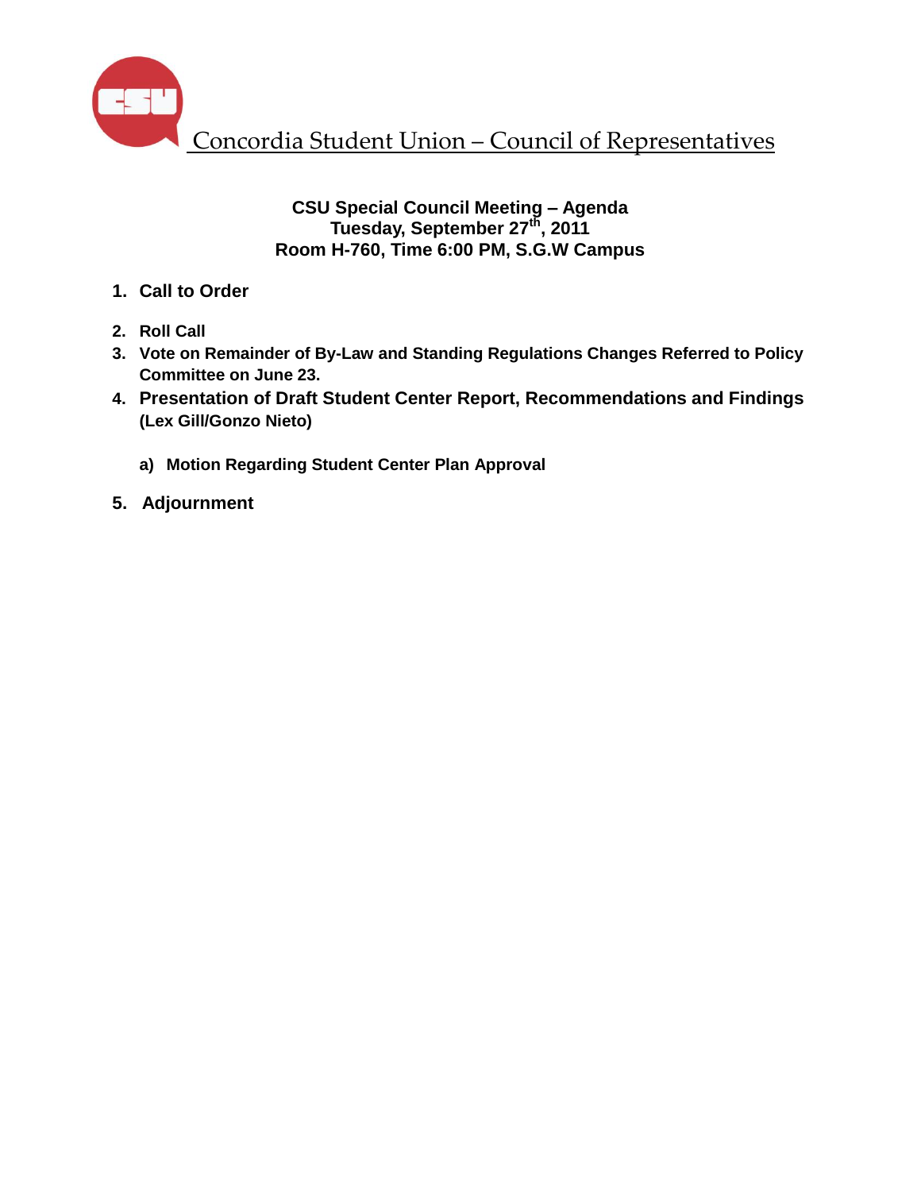# Concordia Student Union – Council of Representatives

**CSU Special Council Meeting – Agenda**
**Tuesday, September 27th, 2011**
**Room H-760, Time 6:00 PM, S.G.W Campus**

1. **Call to Order**
2. **Roll Call**
3. **Vote on Remainder of By-Law and Standing Regulations Changes Referred to Policy Committee on June 23.**
4. **Presentation of Draft Student Center Report, Recommendations and Findings (Lex Gill/Gonzo Nieto)**
   a) **Motion Regarding Student Center Plan Approval**
5. **Adjournment**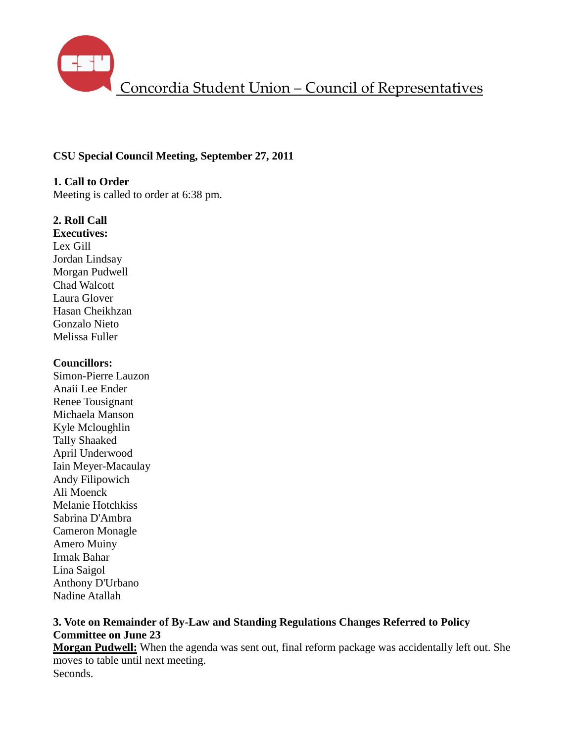Concordia Student Union – Council of Representatives

**CSU Special Council Meeting, September 27, 2011**

**1. Call to Order**
Meeting is called to order at 6:38 pm.

**2. Roll Call**
**Executives:**
Lex Gill
Jordan Lindsay
Morgan Pudwell
Chad Walcott
Laura Glover
Hasan Cheikhzan
Gonzalo Nieto
Melissa Fuller

**Councillors:**
Simon-Pierre Lauzon
Anaii Lee Ender
Renee Tousignant
Michaela Manson
Kyle Mcloughlin
Tally Shaaked
April Underwood
Iain Meyer-Macaulay
Andy Filipowich
Ali Moenck
Melanie Hotchkiss
Sabrina D'Ambra
Cameron Monagle
Amero Muiny
Irmak Bahar
Lina Saigol
Anthony D'Urbano
Nadine Atallah

**3. Vote on Remainder of By-Law and Standing Regulations Changes Referred to Policy Committee on June 23**
**Morgan Pudwell:** When the agenda was sent out, final reform package was accidentally left out. She moves to table until next meeting.
Seconds.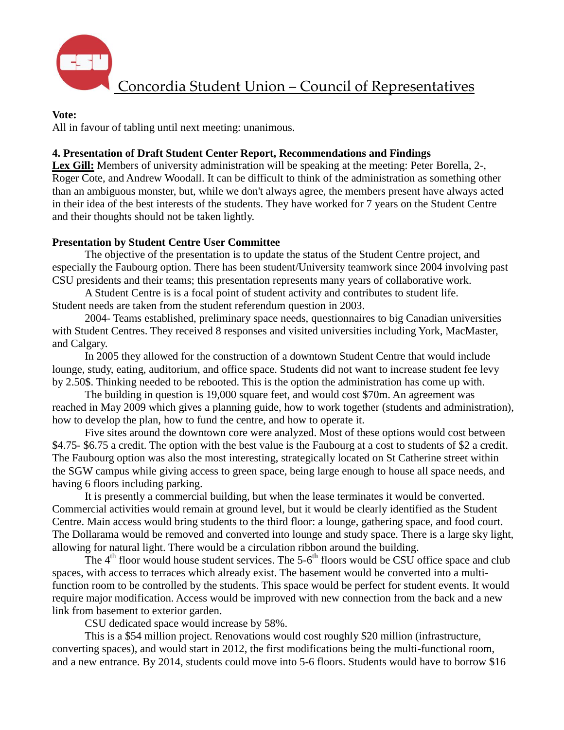**Vote:**
All in favour of tabling until next meeting: unanimous.

**4. Presentation of Draft Student Center Report, Recommendations and Findings**
**Lex Gill:** Members of university administration will be speaking at the meeting: Peter Borella, 2-, Roger Cote, and Andrew Woodall. It can be difficult to think of the administration as something other than an ambiguous monster, but, while we don't always agree, the members present have always acted in their idea of the best interests of the students. They have worked for 7 years on the Student Centre and their thoughts should not be taken lightly.

**Presentation by Student Centre User Committee**

The objective of the presentation is to update the status of the Student Centre project, and especially the Faubourg option. There has been student/University teamwork since 2004 involving past CSU presidents and their teams; this presentation represents many years of collaborative work.

A Student Centre is is a focal point of student activity and contributes to student life. Student needs are taken from the student referendum question in 2003.

2004- Teams established, preliminary space needs, questionnaires to big Canadian universities with Student Centres. They received 8 responses and visited universities including York, MacMaster, and Calgary.

In 2005 they allowed for the construction of a downtown Student Centre that would include lounge, study, eating, auditorium, and office space. Students did not want to increase student fee levy by 2.50$. Thinking needed to be rebooted. This is the option the administration has come up with.

The building in question is 19,000 square feet, and would cost $70m. An agreement was reached in May 2009 which gives a planning guide, how to work together (students and administration), how to develop the plan, how to fund the centre, and how to operate it.

Five sites around the downtown core were analyzed. Most of these options would cost between $4.75- $6.75 a credit. The option with the best value is the Faubourg at a cost to students of $2 a credit. The Faubourg option was also the most interesting, strategically located on St Catherine street within the SGW campus while giving access to green space, being large enough to house all space needs, and having 6 floors including parking.

It is presently a commercial building, but when the lease terminates it would be converted. Commercial activities would remain at ground level, but it would be clearly identified as the Student Centre. Main access would bring students to the third floor: a lounge, gathering space, and food court. The Dollarama would be removed and converted into lounge and study space. There is a large sky light, allowing for natural light. There would be a circulation ribbon around the building.

The 4th floor would house student services. The 5-6th floors would be CSU office space and club spaces, with access to terraces which already exist. The basement would be converted into a multi-function room to be controlled by the students. This space would be perfect for student events. It would require major modification. Access would be improved with new connection from the back and a new link from basement to exterior garden.

CSU dedicated space would increase by 58%.

This is a $54 million project. Renovations would cost roughly $20 million (infrastructure, converting spaces), and would start in 2012, the first modifications being the multi-functional room, and a new entrance. By 2014, students could move into 5-6 floors. Students would have to borrow $16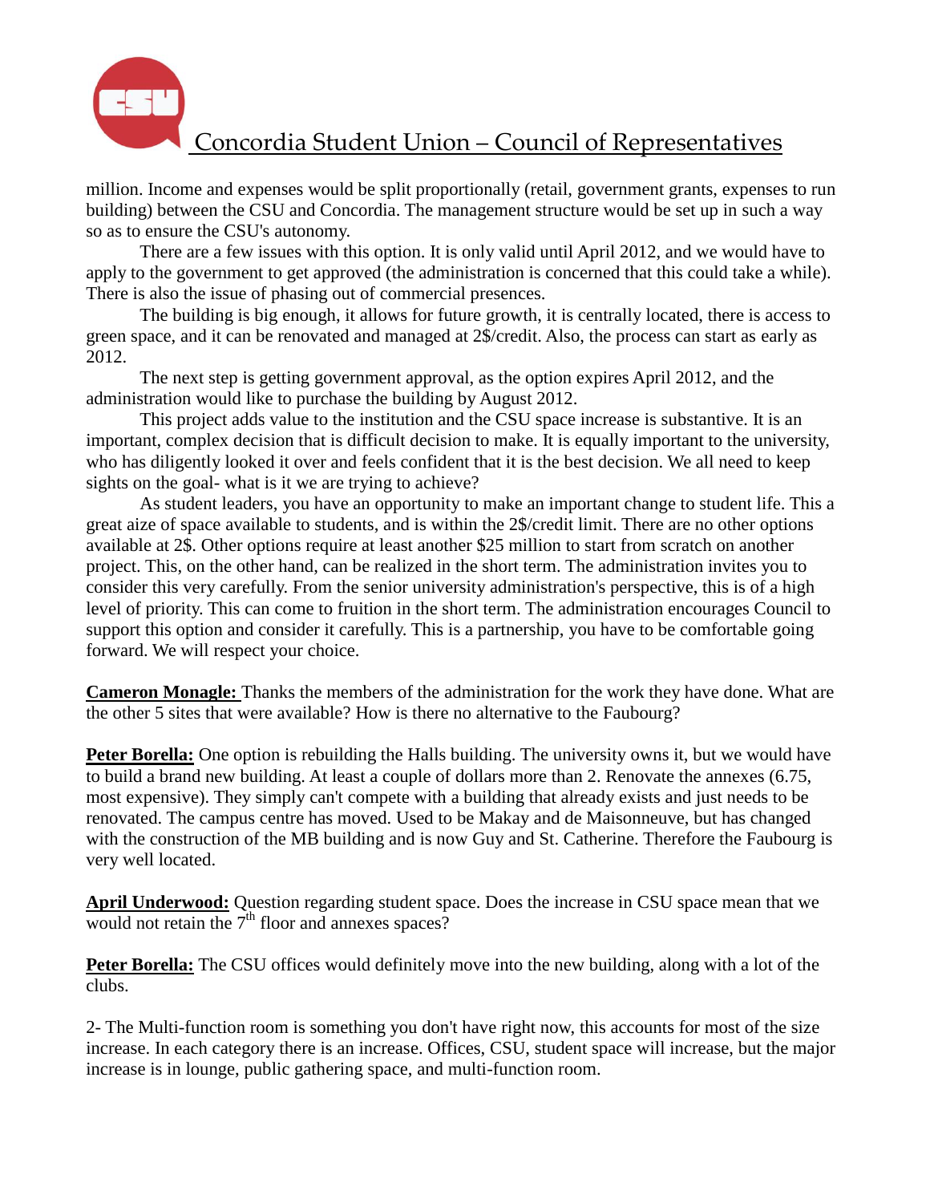million. Income and expenses would be split proportionally (retail, government grants, expenses to run building) between the CSU and Concordia. The management structure would be set up in such a way so as to ensure the CSU's autonomy.

There are a few issues with this option. It is only valid until April 2012, and we would have to apply to the government to get approved (the administration is concerned that this could take a while). There is also the issue of phasing out of commercial presences.

The building is big enough, it allows for future growth, it is centrally located, there is access to green space, and it can be renovated and managed at 2$/credit. Also, the process can start as early as 2012.

The next step is getting government approval, as the option expires April 2012, and the administration would like to purchase the building by August 2012.

This project adds value to the institution and the CSU space increase is substantive. It is an important, complex decision that is difficult decision to make. It is equally important to the university, who has diligently looked it over and feels confident that it is the best decision. We all need to keep sights on the goal- what is it we are trying to achieve?

As student leaders, you have an opportunity to make an important change to student life. This a great aize of space available to students, and is within the 2$/credit limit. There are no other options available at 2$. Other options require at least another $25 million to start from scratch on another project. This, on the other hand, can be realized in the short term. The administration invites you to consider this very carefully. From the senior university administration's perspective, this is of a high level of priority. This can come to fruition in the short term. The administration encourages Council to support this option and consider it carefully. This is a partnership, you have to be comfortable going forward. We will respect your choice.

**Cameron Monagle:** Thanks the members of the administration for the work they have done. What are the other 5 sites that were available? How is there no alternative to the Faubourg?

**Peter Borella:** One option is rebuilding the Halls building. The university owns it, but we would have to build a brand new building. At least a couple of dollars more than 2. Renovate the annexes (6.75, most expensive). They simply can't compete with a building that already exists and just needs to be renovated. The campus centre has moved. Used to be Makay and de Maisonneuve, but has changed with the construction of the MB building and is now Guy and St. Catherine. Therefore the Faubourg is very well located.

**April Underwood:** Question regarding student space. Does the increase in CSU space mean that we would not retain the 7th floor and annexes spaces?

**Peter Borella:** The CSU offices would definitely move into the new building, along with a lot of the clubs.

2- The Multi-function room is something you don't have right now, this accounts for most of the size increase. In each category there is an increase. Offices, CSU, student space will increase, but the major increase is in lounge, public gathering space, and multi-function room.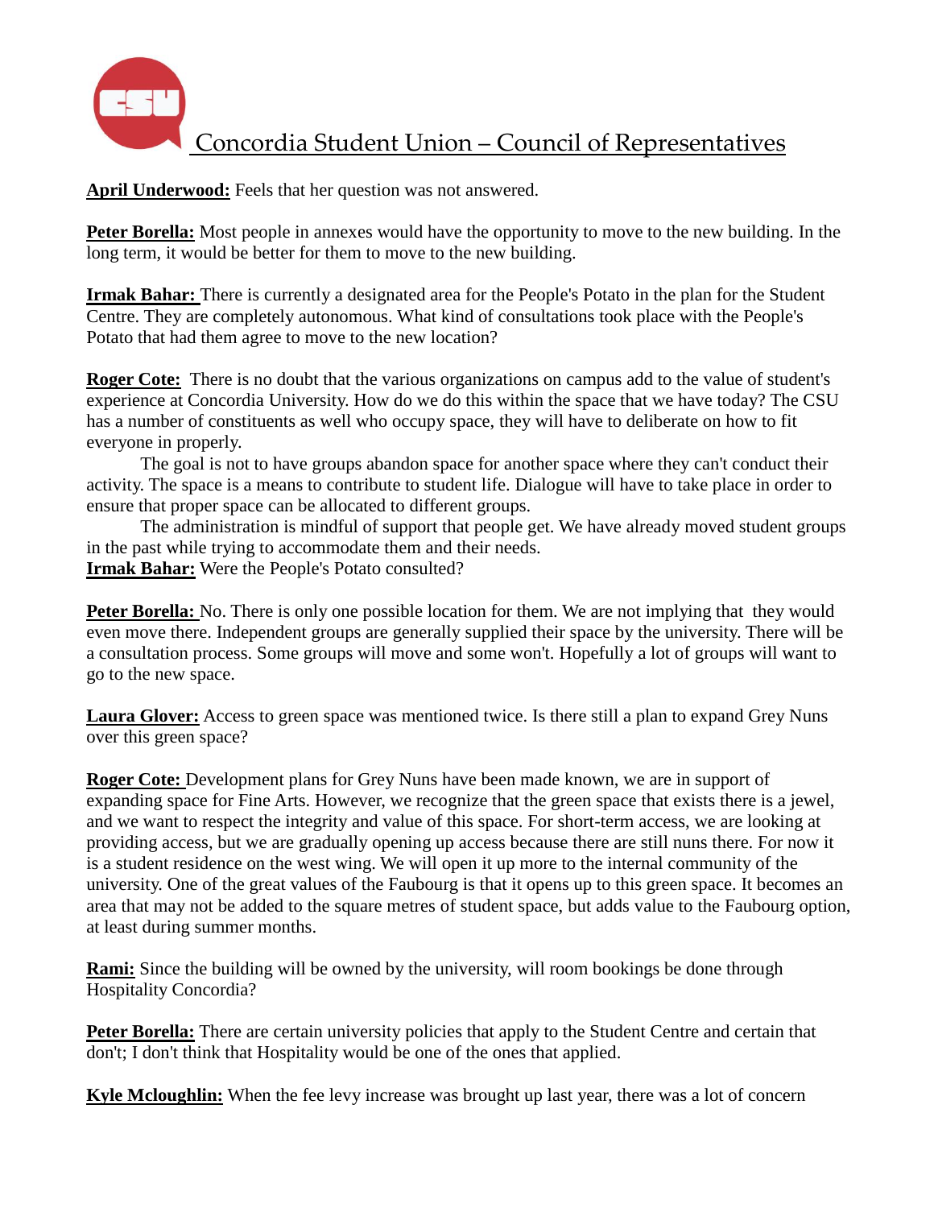**April Underwood:** Feels that her question was not answered.

**Peter Borella:** Most people in annexes would have the opportunity to move to the new building. In the long term, it would be better for them to move to the new building.

**Irmak Bahar:** There is currently a designated area for the People's Potato in the plan for the Student Centre. They are completely autonomous. What kind of consultations took place with the People's Potato that had them agree to move to the new location?

**Roger Cote:** There is no doubt that the various organizations on campus add to the value of student's experience at Concordia University. How do we do this within the space that we have today? The CSU has a number of constituents as well who occupy space, they will have to deliberate on how to fit everyone in properly.

The goal is not to have groups abandon space for another space where they can't conduct their activity. The space is a means to contribute to student life. Dialogue will have to take place in order to ensure that proper space can be allocated to different groups.

The administration is mindful of support that people get. We have already moved student groups in the past while trying to accommodate them and their needs.

**Irmak Bahar:** Were the People's Potato consulted?

**Peter Borella:** No. There is only one possible location for them. We are not implying that they would even move there. Independent groups are generally supplied their space by the university. There will be a consultation process. Some groups will move and some won't. Hopefully a lot of groups will want to go to the new space.

**Laura Glover:** Access to green space was mentioned twice. Is there still a plan to expand Grey Nuns over this green space?

**Roger Cote:** Development plans for Grey Nuns have been made known, we are in support of expanding space for Fine Arts. However, we recognize that the green space that exists there is a jewel, and we want to respect the integrity and value of this space. For short-term access, we are looking at providing access, but we are gradually opening up access because there are still nuns there. For now it is a student residence on the west wing. We will open it up more to the internal community of the university. One of the great values of the Faubourg is that it opens up to this green space. It becomes an area that may not be added to the square metres of student space, but adds value to the Faubourg option, at least during summer months.

**Rami:** Since the building will be owned by the university, will room bookings be done through Hospitality Concordia?

**Peter Borella:** There are certain university policies that apply to the Student Centre and certain that don't; I don't think that Hospitality would be one of the ones that applied.

**Kyle Mcloughlin:** When the fee levy increase was brought up last year, there was a lot of concern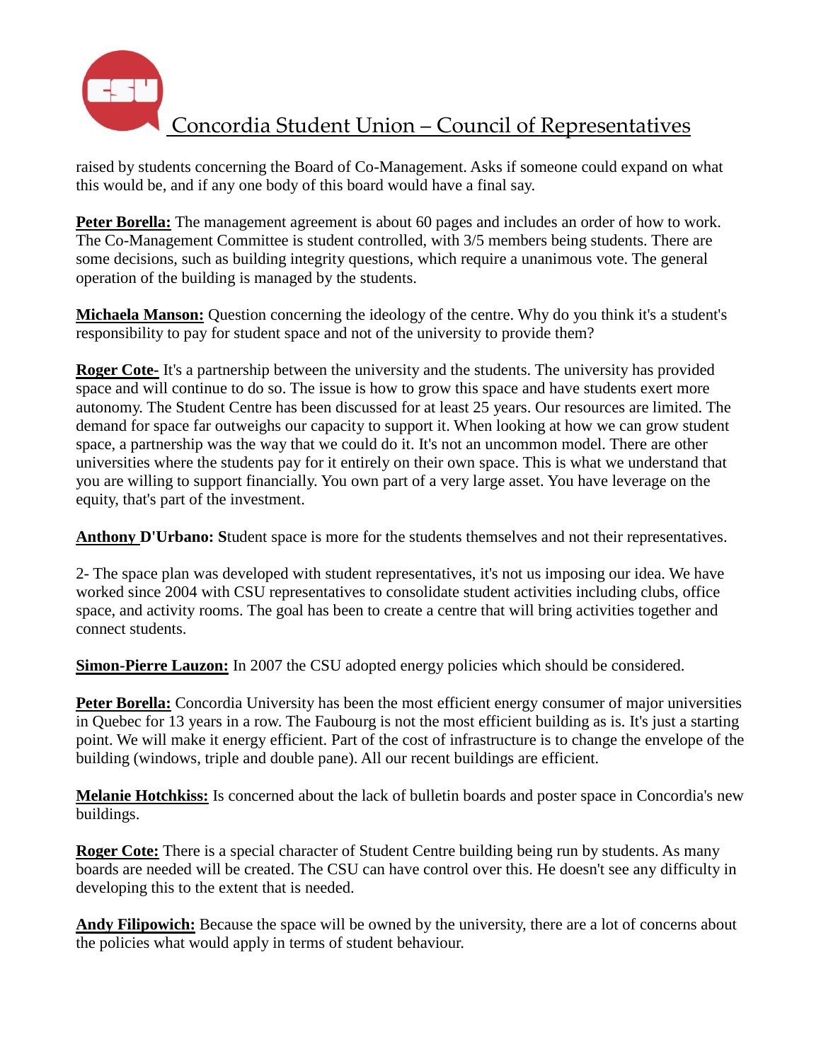raised by students concerning the Board of Co-Management. Asks if someone could expand on what this would be, and if any one body of this board would have a final say.

**Peter Borella:** The management agreement is about 60 pages and includes an order of how to work. The Co-Management Committee is student controlled, with 3/5 members being students. There are some decisions, such as building integrity questions, which require a unanimous vote. The general operation of the building is managed by the students.

**Michaela Manson:** Question concerning the ideology of the centre. Why do you think it's a student's responsibility to pay for student space and not of the university to provide them?

**Roger Cote-** It's a partnership between the university and the students. The university has provided space and will continue to do so. The issue is how to grow this space and have students exert more autonomy. The Student Centre has been discussed for at least 25 years. Our resources are limited. The demand for space far outweighs our capacity to support it. When looking at how we can grow student space, a partnership was the way that we could do it. It's not an uncommon model. There are other universities where the students pay for it entirely on their own space. This is what we understand that you are willing to support financially. You own part of a very large asset. You have leverage on the equity, that's part of the investment.

**Anthony D'Urbano: S**tudent space is more for the students themselves and not their representatives.

2- The space plan was developed with student representatives, it's not us imposing our idea. We have worked since 2004 with CSU representatives to consolidate student activities including clubs, office space, and activity rooms. The goal has been to create a centre that will bring activities together and connect students.

**Simon-Pierre Lauzon:** In 2007 the CSU adopted energy policies which should be considered.

**Peter Borella:** Concordia University has been the most efficient energy consumer of major universities in Quebec for 13 years in a row. The Faubourg is not the most efficient building as is. It's just a starting point. We will make it energy efficient. Part of the cost of infrastructure is to change the envelope of the building (windows, triple and double pane). All our recent buildings are efficient.

**Melanie Hotchkiss:** Is concerned about the lack of bulletin boards and poster space in Concordia's new buildings.

**Roger Cote:** There is a special character of Student Centre building being run by students. As many boards are needed will be created. The CSU can have control over this. He doesn't see any difficulty in developing this to the extent that is needed.

**Andy Filipowich:** Because the space will be owned by the university, there are a lot of concerns about the policies what would apply in terms of student behaviour.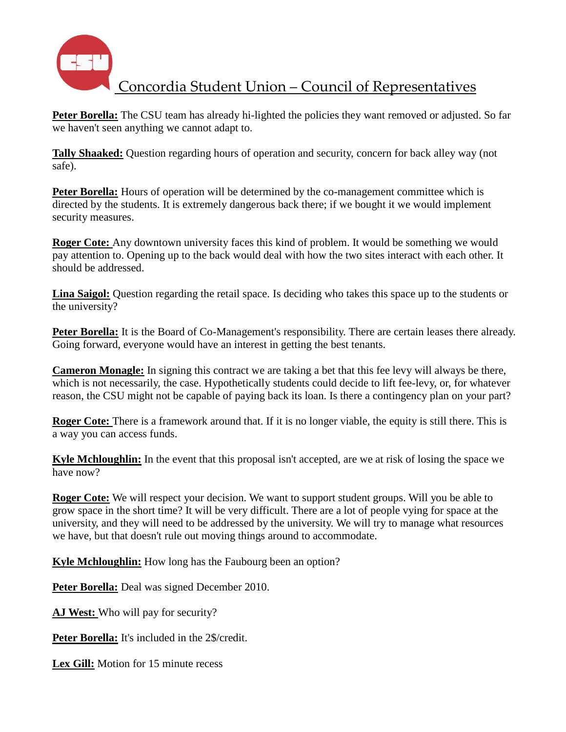Peter Borella: The CSU team has already hi-lighted the policies they want removed or adjusted. So far we haven't seen anything we cannot adapt to.

Tally Shaaked: Question regarding hours of operation and security, concern for back alley way (not safe).

Peter Borella: Hours of operation will be determined by the co-management committee which is directed by the students. It is extremely dangerous back there; if we bought it we would implement security measures.

Roger Cote: Any downtown university faces this kind of problem. It would be something we would pay attention to. Opening up to the back would deal with how the two sites interact with each other. It should be addressed.

Lina Saigol: Question regarding the retail space. Is deciding who takes this space up to the students or the university?

Peter Borella: It is the Board of Co-Management's responsibility. There are certain leases there already. Going forward, everyone would have an interest in getting the best tenants.

Cameron Monagle: In signing this contract we are taking a bet that this fee levy will always be there, which is not necessarily, the case. Hypothetically students could decide to lift fee-levy, or, for whatever reason, the CSU might not be capable of paying back its loan. Is there a contingency plan on your part?

Roger Cote: There is a framework around that. If it is no longer viable, the equity is still there. This is a way you can access funds.

Kyle Mchloughlin: In the event that this proposal isn't accepted, are we at risk of losing the space we have now?

Roger Cote: We will respect your decision. We want to support student groups. Will you be able to grow space in the short time? It will be very difficult. There are a lot of people vying for space at the university, and they will need to be addressed by the university. We will try to manage what resources we have, but that doesn't rule out moving things around to accommodate.

Kyle Mchloughlin: How long has the Faubourg been an option?

Peter Borella: Deal was signed December 2010.

AJ West: Who will pay for security?

Peter Borella: It's included in the 2$/credit.

Lex Gill: Motion for 15 minute recess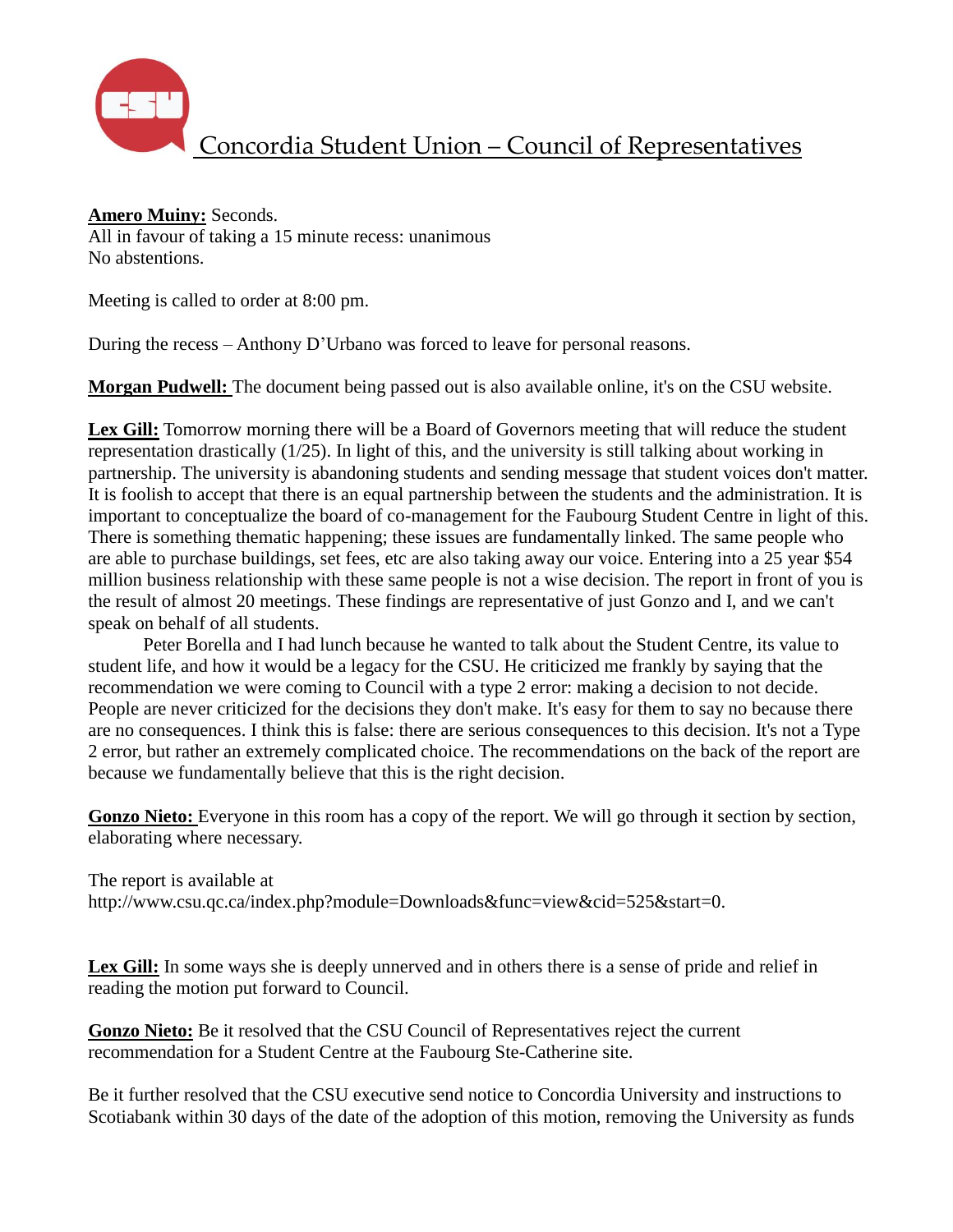**Amero Muiny:** Seconds.
All in favour of taking a 15 minute recess: unanimous
No abstentions.

Meeting is called to order at 8:00 pm.

During the recess – Anthony D'Urbano was forced to leave for personal reasons.

**Morgan Pudwell:** The document being passed out is also available online, it's on the CSU website.

**Lex Gill:** Tomorrow morning there will be a Board of Governors meeting that will reduce the student representation drastically (1/25). In light of this, and the university is still talking about working in partnership. The university is abandoning students and sending message that student voices don't matter. It is foolish to accept that there is an equal partnership between the students and the administration. It is important to conceptualize the board of co-management for the Faubourg Student Centre in light of this. There is something thematic happening; these issues are fundamentally linked. The same people who are able to purchase buildings, set fees, etc are also taking away our voice. Entering into a 25 year $54 million business relationship with these same people is not a wise decision. The report in front of you is the result of almost 20 meetings. These findings are representative of just Gonzo and I, and we can't speak on behalf of all students.

Peter Borella and I had lunch because he wanted to talk about the Student Centre, its value to student life, and how it would be a legacy for the CSU. He criticized me frankly by saying that the recommendation we were coming to Council with a type 2 error: making a decision to not decide. People are never criticized for the decisions they don't make. It's easy for them to say no because there are no consequences. I think this is false: there are serious consequences to this decision. It's not a Type 2 error, but rather an extremely complicated choice. The recommendations on the back of the report are because we fundamentally believe that this is the right decision.

**Gonzo Nieto:** Everyone in this room has a copy of the report. We will go through it section by section, elaborating where necessary.

The report is available at http://www.csu.qc.ca/index.php?module=Downloads&func=view&cid=525&start=0.

**Lex Gill:** In some ways she is deeply unnerved and in others there is a sense of pride and relief in reading the motion put forward to Council.

**Gonzo Nieto:** Be it resolved that the CSU Council of Representatives reject the current recommendation for a Student Centre at the Faubourg Ste-Catherine site.

Be it further resolved that the CSU executive send notice to Concordia University and instructions to Scotiabank within 30 days of the date of the adoption of this motion, removing the University as funds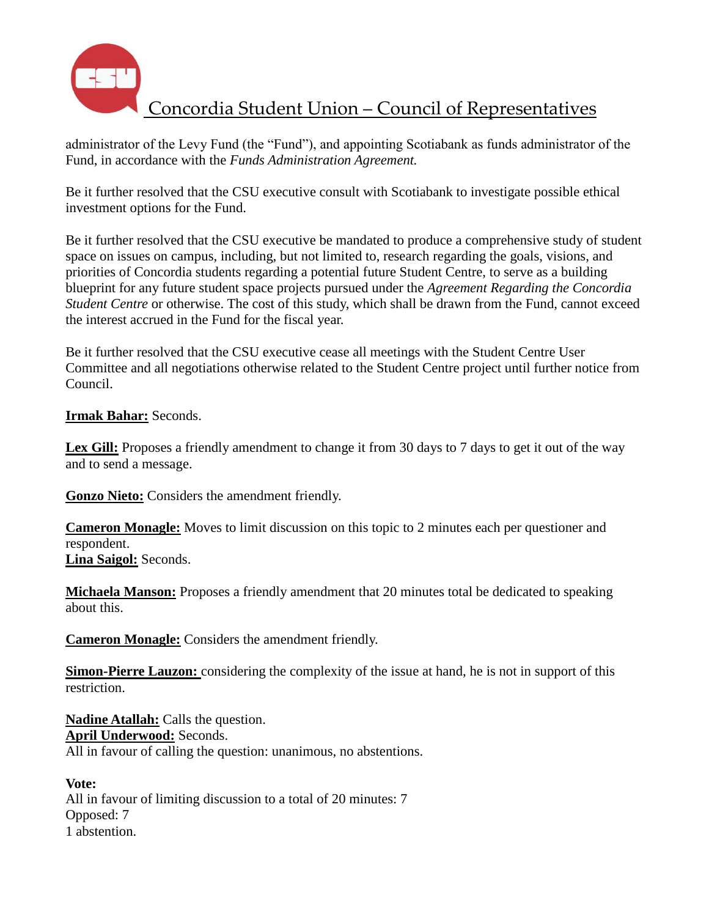administrator of the Levy Fund (the "Fund"), and appointing Scotiabank as funds administrator of the Fund, in accordance with the *Funds Administration Agreement.*

Be it further resolved that the CSU executive consult with Scotiabank to investigate possible ethical investment options for the Fund.

Be it further resolved that the CSU executive be mandated to produce a comprehensive study of student space on issues on campus, including, but not limited to, research regarding the goals, visions, and priorities of Concordia students regarding a potential future Student Centre, to serve as a building blueprint for any future student space projects pursued under the *Agreement Regarding the Concordia Student Centre* or otherwise. The cost of this study, which shall be drawn from the Fund, cannot exceed the interest accrued in the Fund for the fiscal year.

Be it further resolved that the CSU executive cease all meetings with the Student Centre User Committee and all negotiations otherwise related to the Student Centre project until further notice from Council.

**Irmak Bahar:** Seconds.

**Lex Gill:** Proposes a friendly amendment to change it from 30 days to 7 days to get it out of the way and to send a message.

**Gonzo Nieto:** Considers the amendment friendly.

**Cameron Monagle:** Moves to limit discussion on this topic to 2 minutes each per questioner and respondent.
**Lina Saigol:** Seconds.

**Michaela Manson:** Proposes a friendly amendment that 20 minutes total be dedicated to speaking about this.

**Cameron Monagle:** Considers the amendment friendly.

**Simon-Pierre Lauzon:** considering the complexity of the issue at hand, he is not in support of this restriction.

**Nadine Atallah:** Calls the question.
**April Underwood:** Seconds.
All in favour of calling the question: unanimous, no abstentions.

**Vote:**
All in favour of limiting discussion to a total of 20 minutes: 7
Opposed: 7
1 abstention.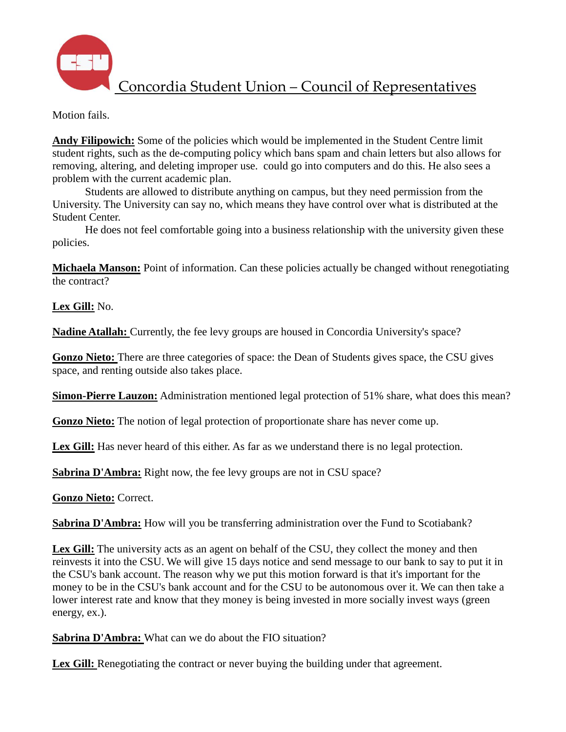Motion fails.

**Andy Filipowich:** Some of the policies which would be implemented in the Student Centre limit student rights, such as the de-computing policy which bans spam and chain letters but also allows for removing, altering, and deleting improper use.  could go into computers and do this. He also sees a problem with the current academic plan.

Students are allowed to distribute anything on campus, but they need permission from the University. The University can say no, which means they have control over what is distributed at the Student Center.

He does not feel comfortable going into a business relationship with the university given these policies.

**Michaela Manson:** Point of information. Can these policies actually be changed without renegotiating the contract?

**Lex Gill:** No.

**Nadine Atallah:** Currently, the fee levy groups are housed in Concordia University's space?

**Gonzo Nieto:** There are three categories of space: the Dean of Students gives space, the CSU gives space, and renting outside also takes place.

**Simon-Pierre Lauzon:** Administration mentioned legal protection of 51% share, what does this mean?

**Gonzo Nieto:** The notion of legal protection of proportionate share has never come up.

**Lex Gill:** Has never heard of this either. As far as we understand there is no legal protection.

**Sabrina D'Ambra:** Right now, the fee levy groups are not in CSU space?

**Gonzo Nieto:** Correct.

**Sabrina D'Ambra:** How will you be transferring administration over the Fund to Scotiabank?

**Lex Gill:** The university acts as an agent on behalf of the CSU, they collect the money and then reinvests it into the CSU. We will give 15 days notice and send message to our bank to say to put it in the CSU's bank account. The reason why we put this motion forward is that it's important for the money to be in the CSU's bank account and for the CSU to be autonomous over it. We can then take a lower interest rate and know that they money is being invested in more socially invest ways (green energy, ex.).

**Sabrina D'Ambra:** What can we do about the FIO situation?

**Lex Gill:** Renegotiating the contract or never buying the building under that agreement.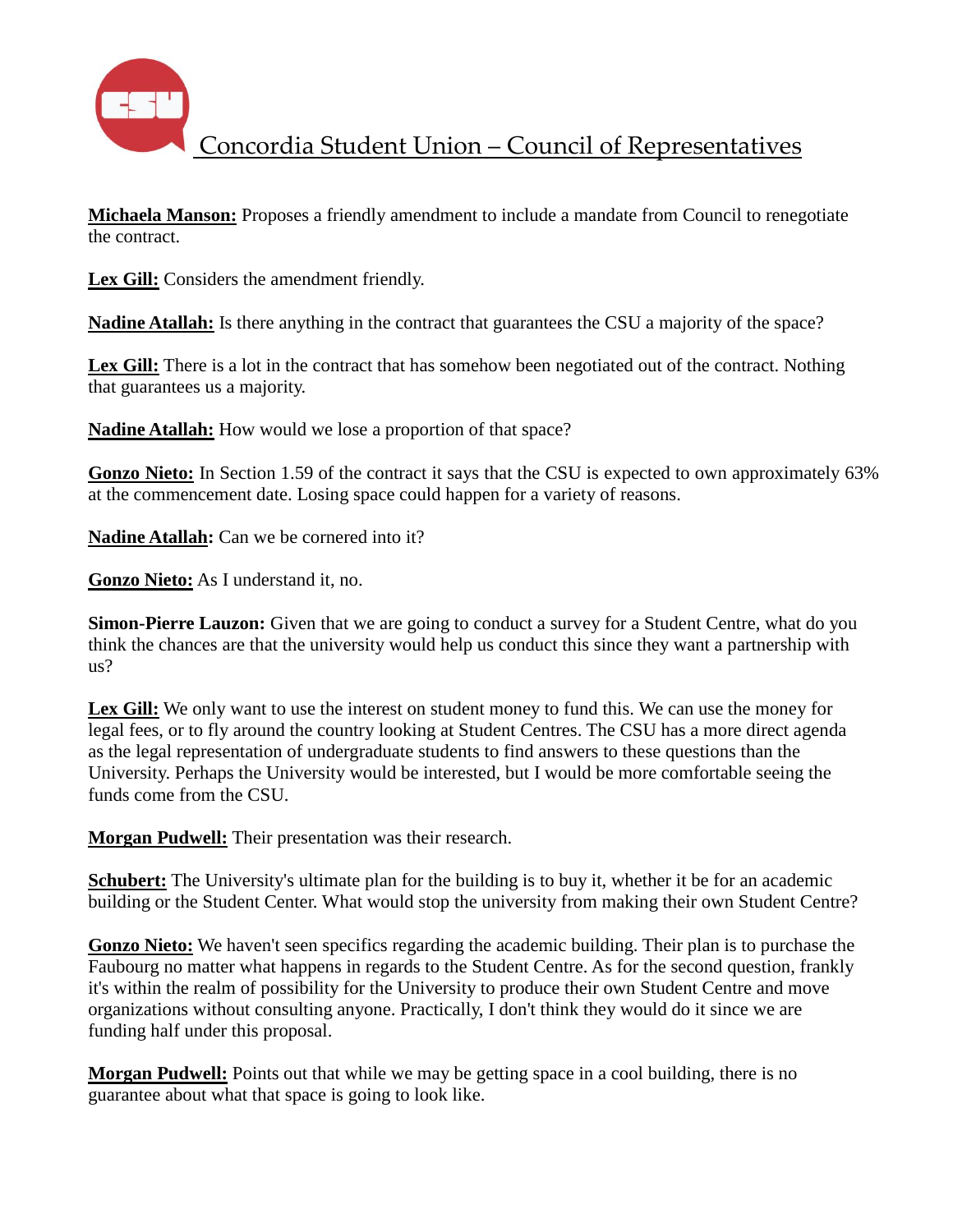Concordia Student Union – Council of Representatives

**Michaela Manson:** Proposes a friendly amendment to include a mandate from Council to renegotiate the contract.

**Lex Gill:** Considers the amendment friendly.

**Nadine Atallah:** Is there anything in the contract that guarantees the CSU a majority of the space?

**Lex Gill:** There is a lot in the contract that has somehow been negotiated out of the contract. Nothing that guarantees us a majority.

**Nadine Atallah:** How would we lose a proportion of that space?

**Gonzo Nieto:** In Section 1.59 of the contract it says that the CSU is expected to own approximately 63% at the commencement date. Losing space could happen for a variety of reasons.

**Nadine Atallah:** Can we be cornered into it?

**Gonzo Nieto:** As I understand it, no.

**Simon-Pierre Lauzon:** Given that we are going to conduct a survey for a Student Centre, what do you think the chances are that the university would help us conduct this since they want a partnership with us?

**Lex Gill:** We only want to use the interest on student money to fund this. We can use the money for legal fees, or to fly around the country looking at Student Centres. The CSU has a more direct agenda as the legal representation of undergraduate students to find answers to these questions than the University. Perhaps the University would be interested, but I would be more comfortable seeing the funds come from the CSU.

**Morgan Pudwell:** Their presentation was their research.

**Schubert:** The University's ultimate plan for the building is to buy it, whether it be for an academic building or the Student Center. What would stop the university from making their own Student Centre?

**Gonzo Nieto:** We haven't seen specifics regarding the academic building. Their plan is to purchase the Faubourg no matter what happens in regards to the Student Centre. As for the second question, frankly it's within the realm of possibility for the University to produce their own Student Centre and move organizations without consulting anyone. Practically, I don't think they would do it since we are funding half under this proposal.

**Morgan Pudwell:** Points out that while we may be getting space in a cool building, there is no guarantee about what that space is going to look like.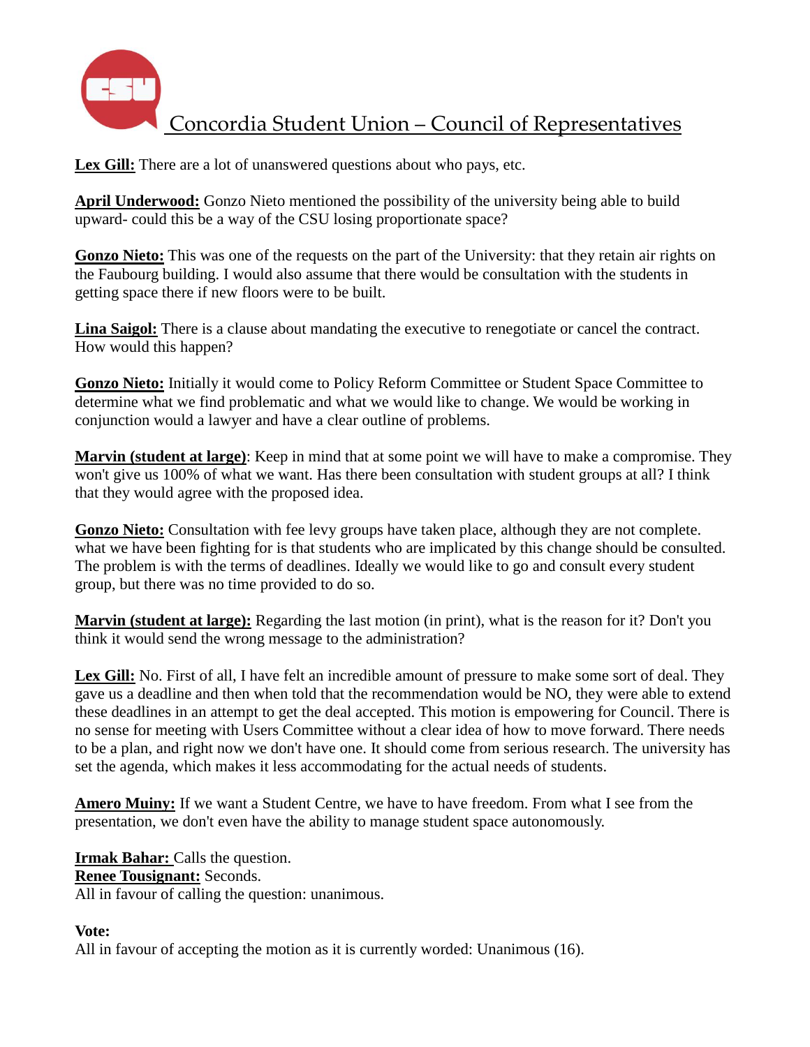**Lex Gill:** There are a lot of unanswered questions about who pays, etc.

**April Underwood:** Gonzo Nieto mentioned the possibility of the university being able to build upward- could this be a way of the CSU losing proportionate space?

**Gonzo Nieto:** This was one of the requests on the part of the University: that they retain air rights on the Faubourg building. I would also assume that there would be consultation with the students in getting space there if new floors were to be built.

**Lina Saigol:** There is a clause about mandating the executive to renegotiate or cancel the contract. How would this happen?

**Gonzo Nieto:** Initially it would come to Policy Reform Committee or Student Space Committee to determine what we find problematic and what we would like to change. We would be working in conjunction would a lawyer and have a clear outline of problems.

**Marvin (student at large)**: Keep in mind that at some point we will have to make a compromise. They won't give us 100% of what we want. Has there been consultation with student groups at all? I think that they would agree with the proposed idea.

**Gonzo Nieto:** Consultation with fee levy groups have taken place, although they are not complete. what we have been fighting for is that students who are implicated by this change should be consulted. The problem is with the terms of deadlines. Ideally we would like to go and consult every student group, but there was no time provided to do so.

**Marvin (student at large):** Regarding the last motion (in print), what is the reason for it? Don't you think it would send the wrong message to the administration?

**Lex Gill:** No. First of all, I have felt an incredible amount of pressure to make some sort of deal. They gave us a deadline and then when told that the recommendation would be NO, they were able to extend these deadlines in an attempt to get the deal accepted. This motion is empowering for Council. There is no sense for meeting with Users Committee without a clear idea of how to move forward. There needs to be a plan, and right now we don't have one. It should come from serious research. The university has set the agenda, which makes it less accommodating for the actual needs of students.

**Amero Muiny:** If we want a Student Centre, we have to have freedom. From what I see from the presentation, we don't even have the ability to manage student space autonomously.

**Irmak Bahar:** Calls the question.
**Renee Tousignant:** Seconds.
All in favour of calling the question: unanimous.

**Vote:**
All in favour of accepting the motion as it is currently worded: Unanimous (16).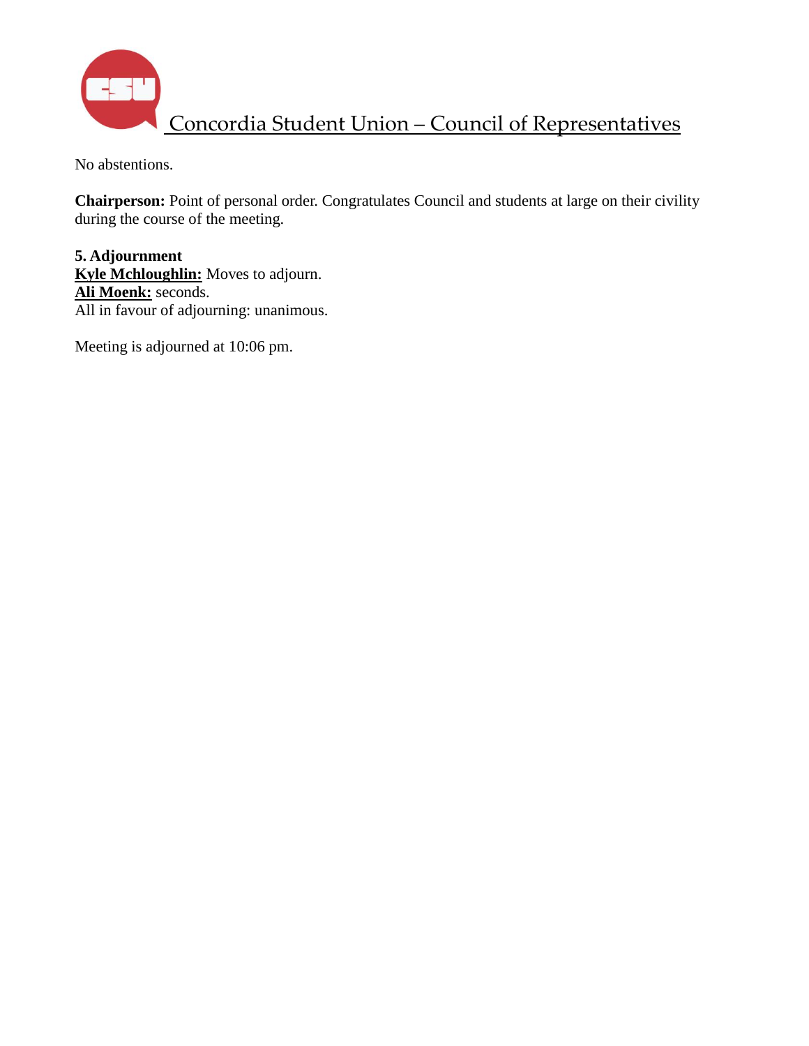No abstentions.

**Chairperson:** Point of personal order. Congratulates Council and students at large on their civility during the course of the meeting.

**5. Adjournment**
**Kyle Mchloughlin:** Moves to adjourn.
**Ali Moenk:** seconds.
All in favour of adjourning: unanimous.

Meeting is adjourned at 10:06 pm.